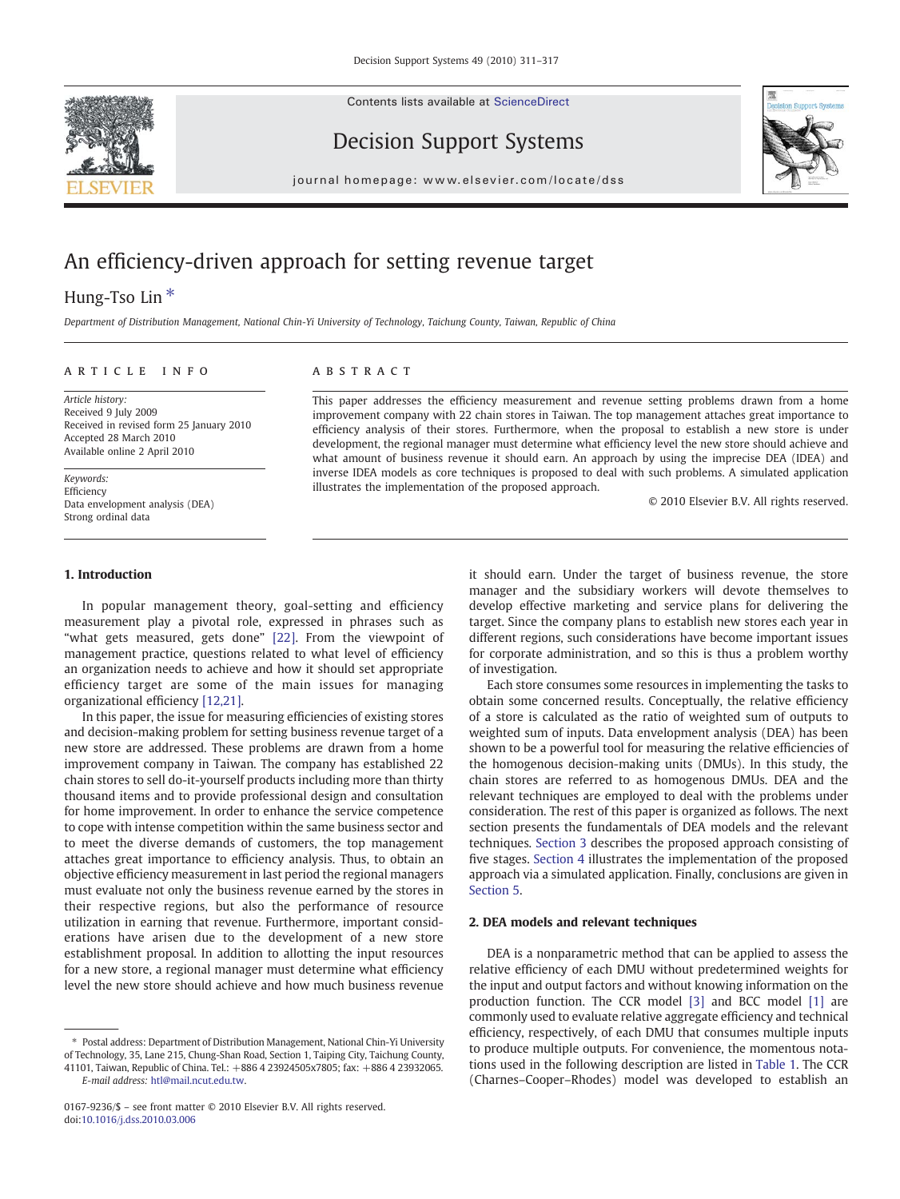# An efficiency-driven approach for setting revenue target

Hung-Tso Lin *

*Department of Distribution Management, National Chin-Yi University of Technology, Taichung County, Taiwan, Republic of China*

## ARTICLE INFO

*Article history:*
Received 9 July 2009
Received in revised form 25 January 2010
Accepted 28 March 2010
Available online 2 April 2010

*Keywords:*
Efficiency
Data envelopment analysis (DEA)
Strong ordinal data

## ABSTRACT

This paper addresses the efficiency measurement and revenue setting problems drawn from a home improvement company with 22 chain stores in Taiwan. The top management attaches great importance to efficiency analysis of their stores. Furthermore, when the proposal to establish a new store is under development, the regional manager must determine what efficiency level the new store should achieve and what amount of business revenue it should earn. An approach by using the imprecise DEA (IDEA) and inverse IDEA models as core techniques is proposed to deal with such problems. A simulated application illustrates the implementation of the proposed approach.

© 2010 Elsevier B.V. All rights reserved.

## 1. Introduction

In popular management theory, goal-setting and efficiency measurement play a pivotal role, expressed in phrases such as "what gets measured, gets done" [22]. From the viewpoint of management practice, questions related to what level of efficiency an organization needs to achieve and how it should set appropriate efficiency target are some of the main issues for managing organizational efficiency [12,21].

In this paper, the issue for measuring efficiencies of existing stores and decision-making problem for setting business revenue target of a new store are addressed. These problems are drawn from a home improvement company in Taiwan. The company has established 22 chain stores to sell do-it-yourself products including more than thirty thousand items and to provide professional design and consultation for home improvement. In order to enhance the service competence to cope with intense competition within the same business sector and to meet the diverse demands of customers, the top management attaches great importance to efficiency analysis. Thus, to obtain an objective efficiency measurement in last period the regional managers must evaluate not only the business revenue earned by the stores in their respective regions, but also the performance of resource utilization in earning that revenue. Furthermore, important considerations have arisen due to the development of a new store establishment proposal. In addition to allotting the input resources for a new store, a regional manager must determine what efficiency level the new store should achieve and how much business revenue it should earn. Under the target of business revenue, the store manager and the subsidiary workers will devote themselves to develop effective marketing and service plans for delivering the target. Since the company plans to establish new stores each year in different regions, such considerations have become important issues for corporate administration, and so this is thus a problem worthy of investigation.

Each store consumes some resources in implementing the tasks to obtain some concerned results. Conceptually, the relative efficiency of a store is calculated as the ratio of weighted sum of outputs to weighted sum of inputs. Data envelopment analysis (DEA) has been shown to be a powerful tool for measuring the relative efficiencies of the homogenous decision-making units (DMUs). In this study, the chain stores are referred to as homogenous DMUs. DEA and the relevant techniques are employed to deal with the problems under consideration. The rest of this paper is organized as follows. The next section presents the fundamentals of DEA models and the relevant techniques. Section 3 describes the proposed approach consisting of five stages. Section 4 illustrates the implementation of the proposed approach via a simulated application. Finally, conclusions are given in Section 5.

## 2. DEA models and relevant techniques

DEA is a nonparametric method that can be applied to assess the relative efficiency of each DMU without predetermined weights for the input and output factors and without knowing information on the production function. The CCR model [3] and BCC model [1] are commonly used to evaluate relative aggregate efficiency and technical efficiency, respectively, of each DMU that consumes multiple inputs to produce multiple outputs. For convenience, the momentous notations used in the following description are listed in Table 1. The CCR (Charnes–Cooper–Rhodes) model was developed to establish an

---

* Postal address: Department of Distribution Management, National Chin-Yi University of Technology, 35, Lane 215, Chung-Shan Road, Section 1, Taiping City, Taichung County, 41101, Taiwan, Republic of China. Tel.: +886 4 23924505x7805; fax: +886 4 23932065.
*E-mail address:* htl@mail.ncut.edu.tw.

0167-9236/$ - see front matter © 2010 Elsevier B.V. All rights reserved.
doi:10.1016/j.dss.2010.03.006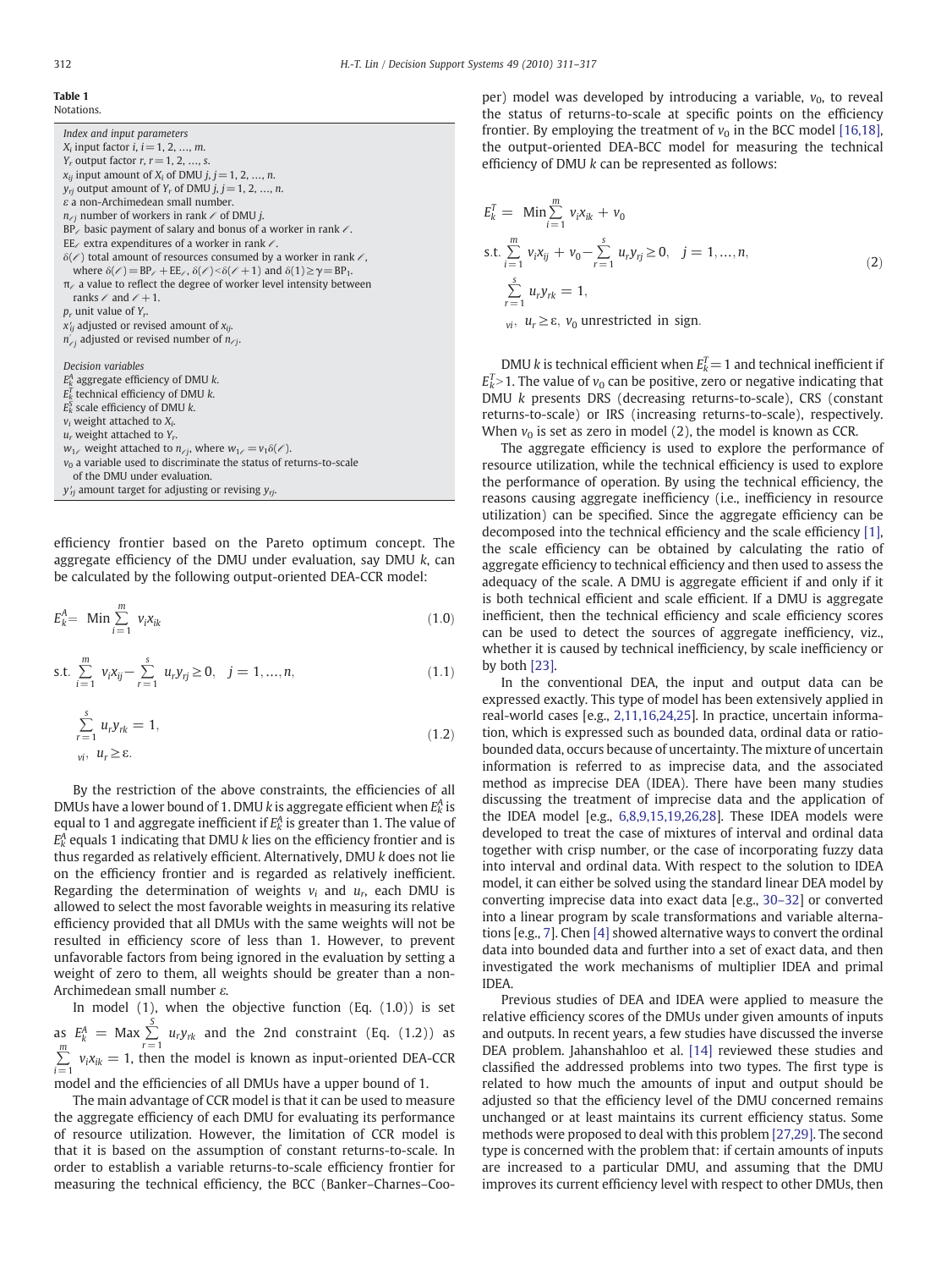**Table 1**
Notations.

*Index and input parameters*
$X_i$ input factor $i$, $i=1, 2, \ldots, m$.
$Y_r$ output factor $r$, $r=1, 2, \ldots, s$.
$x_{ij}$ input amount of $X_i$ of DMU $j$, $j=1, 2, \ldots, n$.
$y_{rj}$ output amount of $Y_r$ of DMU $j$, $j=1, 2, \ldots, n$.
$\varepsilon$ a non-Archimedean small number.
$n_{\ell j}$ number of workers in rank $\ell$ of DMU $j$.
$\text{BP}_\ell$ basic payment of salary and bonus of a worker in rank $\ell$.
$\text{EE}_\ell$ extra expenditures of a worker in rank $\ell$.
$\delta(\ell)$ total amount of resources consumed by a worker in rank $\ell$, where $\delta(\ell)=\text{BP}_\ell+\text{EE}_\ell$, $\delta(\ell)<\delta(\ell+1)$ and $\delta(1)\geq\gamma=\text{BP}_1$.
$\pi_\ell$ a value to reflect the degree of worker level intensity between ranks $\ell$ and $\ell+1$.
$p_r$ unit value of $Y_r$.
$x'_{ij}$ adjusted or revised amount of $x_{ij}$.
$n'_{\ell j}$ adjusted or revised number of $n_{\ell j}$.

*Decision variables*
$E_k^A$ aggregate efficiency of DMU $k$.
$E_k^T$ technical efficiency of DMU $k$.
$E_k^S$ scale efficiency of DMU $k$.
$v_i$ weight attached to $X_i$.
$u_r$ weight attached to $Y_r$.
$w_{1\ell}$ weight attached to $n_{\ell j}$, where $w_{1\ell}=v_1\delta(\ell)$.
$v_0$ a variable used to discriminate the status of returns-to-scale of the DMU under evaluation.
$y'_{rj}$ amount target for adjusting or revising $y_{rj}$.

efficiency frontier based on the Pareto optimum concept. The aggregate efficiency of the DMU under evaluation, say DMU $k$, can be calculated by the following output-oriented DEA-CCR model:

$$E_k^A = \text{ Min} \sum_{i=1}^{m} v_i x_{ik} \tag{1.0}$$

$$\text{s.t.} \sum_{i=1}^{m} v_i x_{ij} - \sum_{r=1}^{s} u_r y_{rj} \geq 0, \quad j=1,\ldots,n, \tag{1.1}$$

$$\sum_{r=1}^{s} u_r y_{rk} = 1, \qquad v_i,\ u_r \geq \varepsilon. \tag{1.2}$$

By the restriction of the above constraints, the efficiencies of all DMUs have a lower bound of 1. DMU $k$ is aggregate efficient when $E_k^A$ is equal to 1 and aggregate inefficient if $E_k^A$ is greater than 1. The value of $E_k^A$ equals 1 indicating that DMU $k$ lies on the efficiency frontier and is thus regarded as relatively efficient. Alternatively, DMU $k$ does not lie on the efficiency frontier and is regarded as relatively inefficient. Regarding the determination of weights $v_i$ and $u_r$, each DMU is allowed to select the most favorable weights in measuring its relative efficiency provided that all DMUs with the same weights will not be resulted in efficiency score of less than 1. However, to prevent unfavorable factors from being ignored in the evaluation by setting a weight of zero to them, all weights should be greater than a non-Archimedean small number $\varepsilon$.

In model (1), when the objective function (Eq. (1.0)) is set as $E_k^A = \text{Max} \sum_{r=1}^{s} u_r y_{rk}$ and the 2nd constraint (Eq. (1.2)) as $\sum_{i=1}^{m} v_i x_{ik} = 1$, then the model is known as input-oriented DEA-CCR model and the efficiencies of all DMUs have a upper bound of 1.

The main advantage of CCR model is that it can be used to measure the aggregate efficiency of each DMU for evaluating its performance of resource utilization. However, the limitation of CCR model is that it is based on the assumption of constant returns-to-scale. In order to establish a variable returns-to-scale efficiency frontier for measuring the technical efficiency, the BCC (Banker–Charnes–Cooper) model was developed by introducing a variable, $v_0$, to reveal the status of returns-to-scale at specific points on the efficiency frontier. By employing the treatment of $v_0$ in the BCC model [16,18], the output-oriented DEA-BCC model for measuring the technical efficiency of DMU $k$ can be represented as follows:

$$\begin{aligned} E_k^T = &\text{ Min} \sum_{i=1}^{m} v_i x_{ik} + v_0 \\ \text{s.t.} &\sum_{i=1}^{m} v_i x_{ij} + v_0 - \sum_{r=1}^{s} u_r y_{rj} \geq 0, \quad j=1,\ldots,n, \\ &\sum_{r=1}^{s} u_r y_{rk} = 1, \\ &v_i,\ u_r \geq \varepsilon,\ v_0 \text{ unrestricted in sign.} \end{aligned} \tag{2}$$

DMU $k$ is technical efficient when $E_k^T=1$ and technical inefficient if $E_k^T>1$. The value of $v_0$ can be positive, zero or negative indicating that DMU $k$ presents DRS (decreasing returns-to-scale), CRS (constant returns-to-scale) or IRS (increasing returns-to-scale), respectively. When $v_0$ is set as zero in model (2), the model is known as CCR.

The aggregate efficiency is used to explore the performance of resource utilization, while the technical efficiency is used to explore the performance of operation. By using the technical efficiency, the reasons causing aggregate inefficiency (i.e., inefficiency in resource utilization) can be specified. Since the aggregate efficiency can be decomposed into the technical efficiency and the scale efficiency [1], the scale efficiency can be obtained by calculating the ratio of aggregate efficiency to technical efficiency and then used to assess the adequacy of the scale. A DMU is aggregate efficient if and only if it is both technical efficient and scale efficient. If a DMU is aggregate inefficient, then the technical efficiency and scale efficiency scores can be used to detect the sources of aggregate inefficiency, viz., whether it is caused by technical inefficiency, by scale inefficiency or by both [23].

In the conventional DEA, the input and output data can be expressed exactly. This type of model has been extensively applied in real-world cases [e.g., 2,11,16,24,25]. In practice, uncertain information, which is expressed such as bounded data, ordinal data or ratio-bounded data, occurs because of uncertainty. The mixture of uncertain information is referred to as imprecise data, and the associated method as imprecise DEA (IDEA). There have been many studies discussing the treatment of imprecise data and the application of the IDEA model [e.g., 6,8,9,15,19,26,28]. These IDEA models were developed to treat the case of mixtures of interval and ordinal data together with crisp number, or the case of incorporating fuzzy data into interval and ordinal data. With respect to the solution to IDEA model, it can either be solved using the standard linear DEA model by converting imprecise data into exact data [e.g., 30–32] or converted into a linear program by scale transformations and variable alternations [e.g., 7]. Chen [4] showed alternative ways to convert the ordinal data into bounded data and further into a set of exact data, and then investigated the work mechanisms of multiplier IDEA and primal IDEA.

Previous studies of DEA and IDEA were applied to measure the relative efficiency scores of the DMUs under given amounts of inputs and outputs. In recent years, a few studies have discussed the inverse DEA problem. Jahanshahloo et al. [14] reviewed these studies and classified the addressed problems into two types. The first type is related to how much the amounts of input and output should be adjusted so that the efficiency level of the DMU concerned remains unchanged or at least maintains its current efficiency status. Some methods were proposed to deal with this problem [27,29]. The second type is concerned with the problem that: if certain amounts of inputs are increased to a particular DMU, and assuming that the DMU improves its current efficiency level with respect to other DMUs, then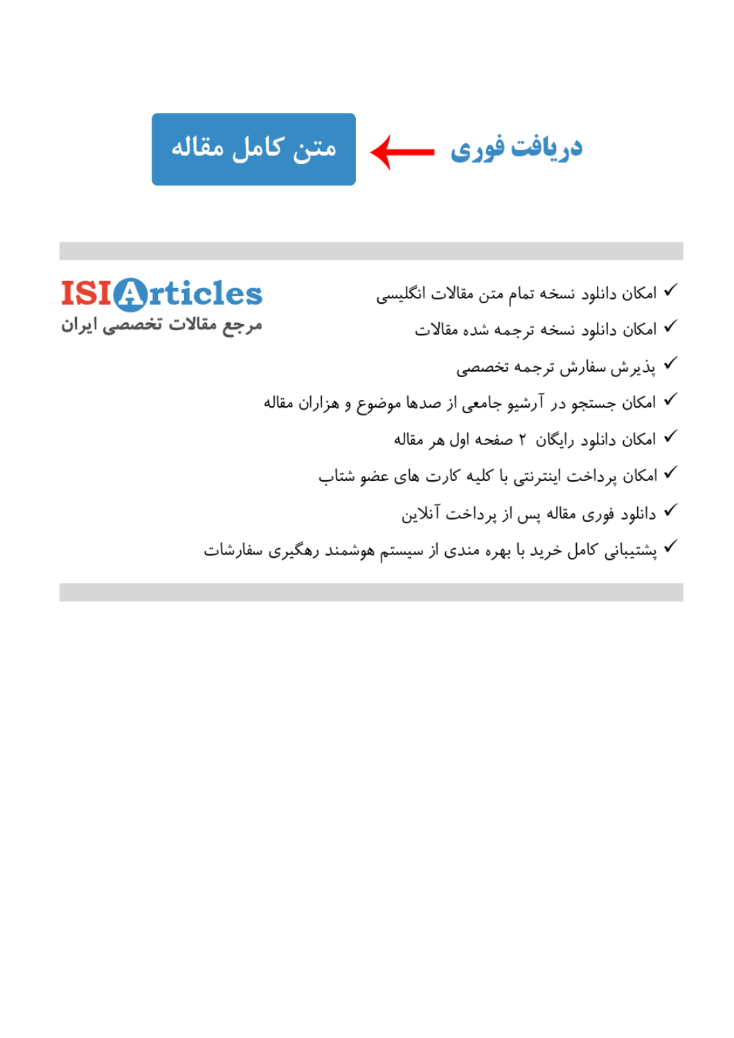دریافت فوری ← **متن کامل مقاله**

**ISIArticles**
مرجع مقالات تخصصی ایران

- ✓ امکان دانلود نسخه تمام متن مقالات انگلیسی
- ✓ امکان دانلود نسخه ترجمه شده مقالات
- ✓ پذیرش سفارش ترجمه تخصصی
- ✓ امکان جستجو در آرشیو جامعی از صدها موضوع و هزاران مقاله
- ✓ امکان دانلود رایگان ۲ صفحه اول هر مقاله
- ✓ امکان پرداخت اینترنتی با کلیه کارت های عضو شتاب
- ✓ دانلود فوری مقاله پس از پرداخت آنلاین
- ✓ پشتیبانی کامل خرید با بهره مندی از سیستم هوشمند رهگیری سفارشات